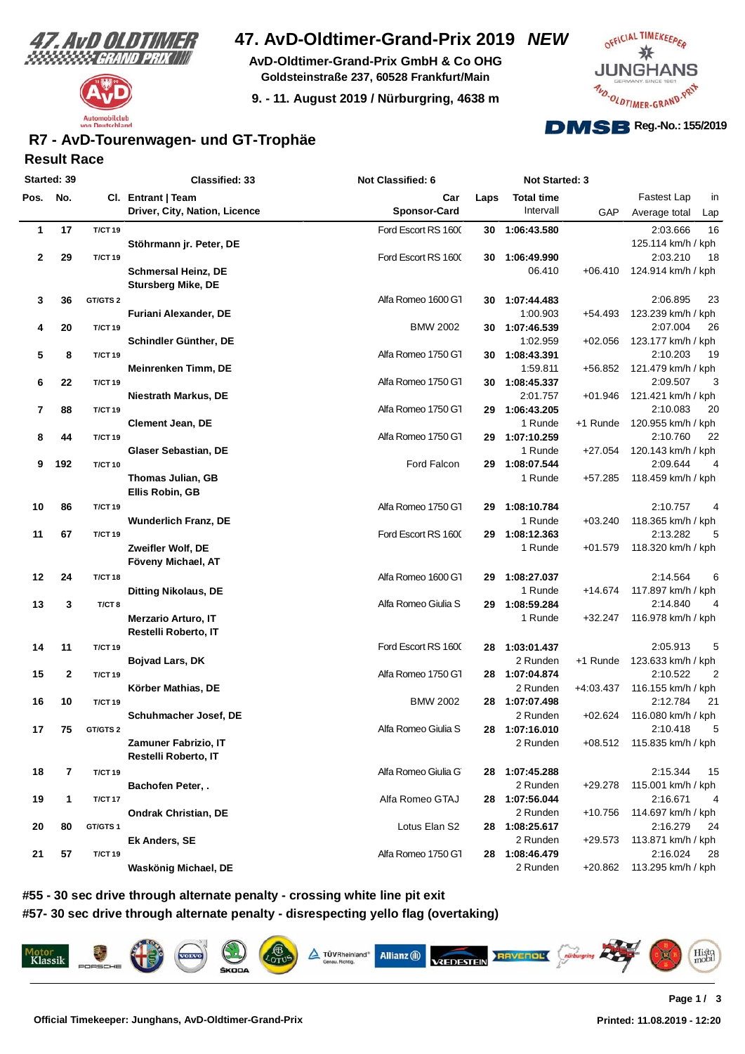# 47. AvD-Oldtimer-Grand-Prix 2019 *NEW*

**AvD-Oldtimer-Grand-Prix GmbH & Co OHG**
**Goldsteinstraße 237, 60528 Frankfurt/Main**

**9. - 11. August 2019 / Nürburgring, 4638 m**

**Reg.-No.: 155/2019**

## R7 - AvD-Tourenwagen- und GT-Trophäe

### Result Race

**Started: 39** | **Classified: 33** | **Not Classified: 6** | **Not Started: 3**

| Pos. | No. | Cl. | Entrant \| Team / Driver, City, Nation, Licence | Car / Sponsor-Card | Laps | Total time / Intervall | GAP | Fastest Lap / Average total | in Lap |
|---|---|---|---|---|---|---|---|---|---|
| 1 | 17 | T/CT 19 | Stöhrmann jr. Peter, DE | Ford Escort RS 1600 | 30 | 1:06:43.580 | | 2:03.666 / 125.114 km/h / kph | 16 |
| 2 | 29 | T/CT 19 | Schmersal Heinz, DE; Stursberg Mike, DE | Ford Escort RS 1600 | 30 | 1:06:49.990 / 06.410 | +06.410 | 2:03.210 / 124.914 km/h / kph | 18 |
| 3 | 36 | GT/GTS 2 | Furiani Alexander, DE | Alfa Romeo 1600 GT | 30 | 1:07:44.483 / 1:00.903 | +54.493 | 2:06.895 / 123.239 km/h / kph | 23 |
| 4 | 20 | T/CT 19 | Schindler Günther, DE | BMW 2002 | 30 | 1:07:46.539 / 1:02.959 | +02.056 | 2:07.004 / 123.177 km/h / kph | 26 |
| 5 | 8 | T/CT 19 | Meinrenken Timm, DE | Alfa Romeo 1750 GT | 30 | 1:08:43.391 / 1:59.811 | +56.852 | 2:10.203 / 121.479 km/h / kph | 19 |
| 6 | 22 | T/CT 19 | Niestrath Markus, DE | Alfa Romeo 1750 GT | 30 | 1:08:45.337 / 2:01.757 | +01.946 | 2:09.507 / 121.421 km/h / kph | 3 |
| 7 | 88 | T/CT 19 | Clement Jean, DE | Alfa Romeo 1750 GT | 29 | 1:06:43.205 / 1 Runde | +1 Runde | 2:10.083 / 120.955 km/h / kph | 20 |
| 8 | 44 | T/CT 19 | Glaser Sebastian, DE | Alfa Romeo 1750 GT | 29 | 1:07:10.259 / 1 Runde | +27.054 | 2:10.760 / 120.143 km/h / kph | 22 |
| 9 | 192 | T/CT 10 | Thomas Julian, GB; Ellis Robin, GB | Ford Falcon | 29 | 1:08:07.544 / 1 Runde | +57.285 | 2:09.644 / 118.459 km/h / kph | 4 |
| 10 | 86 | T/CT 19 | Wunderlich Franz, DE | Alfa Romeo 1750 GT | 29 | 1:08:10.784 / 1 Runde | +03.240 | 2:10.757 / 118.365 km/h / kph | 4 |
| 11 | 67 | T/CT 19 | Zweifler Wolf, DE; Föveny Michael, AT | Ford Escort RS 1600 | 29 | 1:08:12.363 / 1 Runde | +01.579 | 2:13.282 / 118.320 km/h / kph | 5 |
| 12 | 24 | T/CT 18 | Ditting Nikolaus, DE | Alfa Romeo 1600 GT | 29 | 1:08:27.037 / 1 Runde | +14.674 | 2:14.564 / 117.897 km/h / kph | 6 |
| 13 | 3 | T/CT 8 | Merzario Arturo, IT; Restelli Roberto, IT | Alfa Romeo Giulia S | 29 | 1:08:59.284 / 1 Runde | +32.247 | 2:14.840 / 116.978 km/h / kph | 4 |
| 14 | 11 | T/CT 19 | Bojvad Lars, DK | Ford Escort RS 1600 | 28 | 1:03:01.437 / 2 Runden | +1 Runde | 2:05.913 / 123.633 km/h / kph | 5 |
| 15 | 2 | T/CT 19 | Körber Mathias, DE | Alfa Romeo 1750 GT | 28 | 1:07:04.874 / 2 Runden | +4:03.437 | 2:10.522 / 116.155 km/h / kph | 2 |
| 16 | 10 | T/CT 19 | Schuhmacher Josef, DE | BMW 2002 | 28 | 1:07:07.498 / 2 Runden | +02.624 | 2:12.784 / 116.080 km/h / kph | 21 |
| 17 | 75 | GT/GTS 2 | Zamuner Fabrizio, IT; Restelli Roberto, IT | Alfa Romeo Giulia S | 28 | 1:07:16.010 / 2 Runden | +08.512 | 2:10.418 / 115.835 km/h / kph | 5 |
| 18 | 7 | T/CT 19 | Bachofen Peter, . | Alfa Romeo Giulia G | 28 | 1:07:45.288 / 2 Runden | +29.278 | 2:15.344 / 115.001 km/h / kph | 15 |
| 19 | 1 | T/CT 17 | Ondrak Christian, DE | Alfa Romeo GTAJ | 28 | 1:07:56.044 / 2 Runden | +10.756 | 2:16.671 / 114.697 km/h / kph | 4 |
| 20 | 80 | GT/GTS 1 | Ek Anders, SE | Lotus Elan S2 | 28 | 1:08:25.617 / 2 Runden | +29.573 | 2:16.279 / 113.871 km/h / kph | 24 |
| 21 | 57 | T/CT 19 | Waskönig Michael, DE | Alfa Romeo 1750 GT | 28 | 1:08:46.479 / 2 Runden | +20.862 | 2:16.024 / 113.295 km/h / kph | 28 |

**#55 - 30 sec drive through alternate penalty - crossing white line pit exit**

**#57- 30 sec drive through alternate penalty - disrespecting yello flag (overtaking)**

Official Timekeeper: Junghans, AvD-Oldtimer-Grand-Prix

Printed: 11.08.2019 - 12:20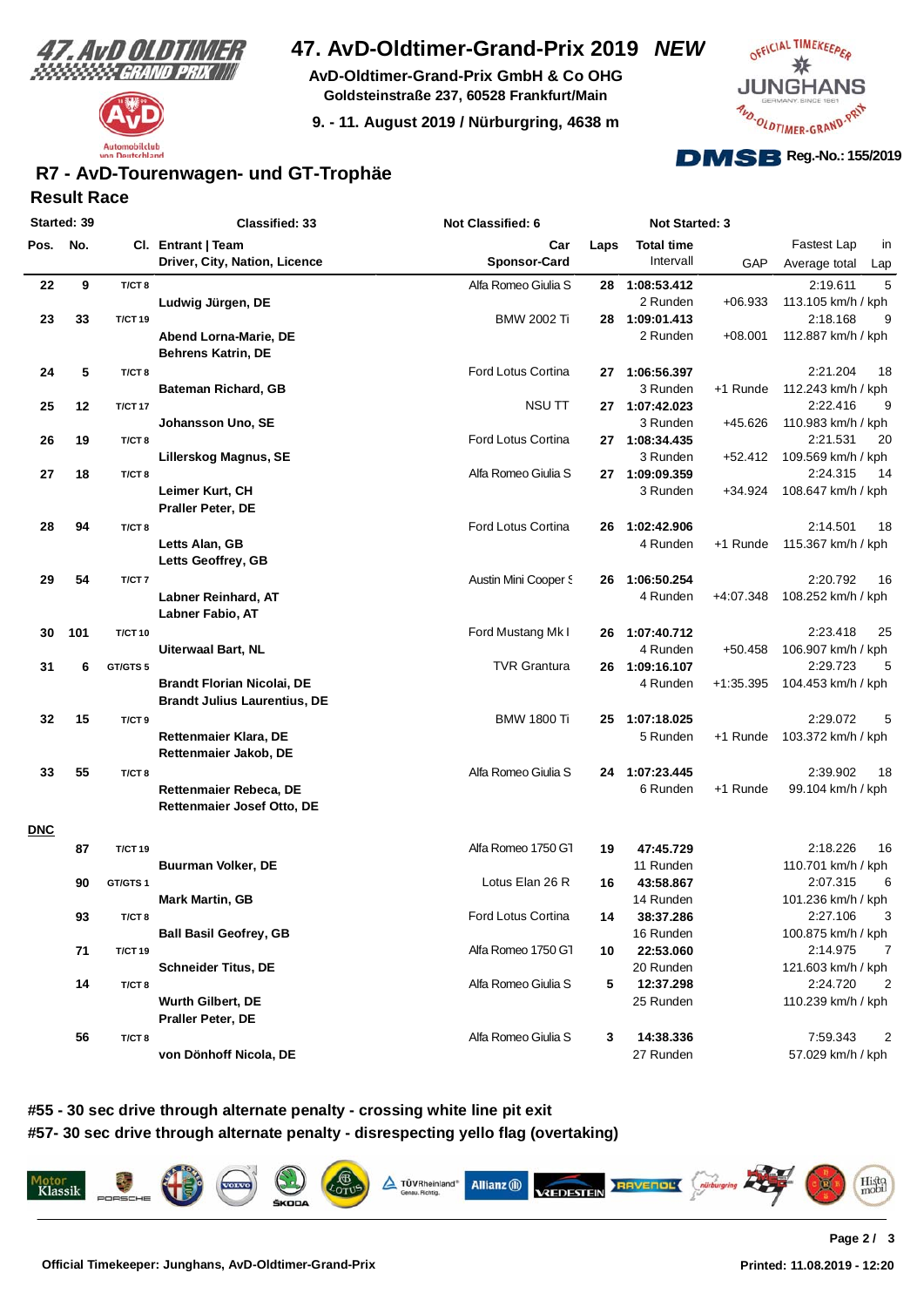# 47. AvD-Oldtimer-Grand-Prix 2019 *NEW*

**AvD-Oldtimer-Grand-Prix GmbH & Co OHG**
**Goldsteinstraße 237, 60528 Frankfurt/Main**
**9. - 11. August 2019 / Nürburgring, 4638 m**

**DMSB Reg.-No.: 155/2019**

## R7 - AvD-Tourenwagen- und GT-Trophäe

### Result Race

**Started: 39 | Classified: 33 | Not Classified: 6 | Not Started: 3**

| Pos. | No. | Cl. | Entrant \| Team / Driver, City, Nation, Licence | Car / Sponsor-Card | Laps | Total time / Intervall | GAP | Fastest Lap / Average total | in Lap |
|---|---|---|---|---|---|---|---|---|---|
| 22 | 9 | T/CT 8 | Ludwig Jürgen, DE | Alfa Romeo Giulia S | 28 | 1:08:53.412 / 2 Runden | +06.933 | 2:19.611 / 113.105 km/h / kph | 5 |
| 23 | 33 | T/CT 19 | Abend Lorna-Marie, DE; Behrens Katrin, DE | BMW 2002 Ti | 28 | 1:09:01.413 / 2 Runden | +08.001 | 2:18.168 / 112.887 km/h / kph | 9 |
| 24 | 5 | T/CT 8 | Bateman Richard, GB | Ford Lotus Cortina | 27 | 1:06:56.397 / 3 Runden | +1 Runde | 2:21.204 / 112.243 km/h / kph | 18 |
| 25 | 12 | T/CT 17 | Johansson Uno, SE | NSU TT | 27 | 1:07:42.023 / 3 Runden | +45.626 | 2:22.416 / 110.983 km/h / kph | 9 |
| 26 | 19 | T/CT 8 | Lillerskog Magnus, SE | Ford Lotus Cortina | 27 | 1:08:34.435 / 3 Runden | +52.412 | 2:21.531 / 109.569 km/h / kph | 20 |
| 27 | 18 | T/CT 8 | Leimer Kurt, CH; Praller Peter, DE | Alfa Romeo Giulia S | 27 | 1:09:09.359 / 3 Runden | +34.924 | 2:24.315 / 108.647 km/h / kph | 14 |
| 28 | 94 | T/CT 8 | Letts Alan, GB; Letts Geoffrey, GB | Ford Lotus Cortina | 26 | 1:02:42.906 / 4 Runden | +1 Runde | 2:14.501 / 115.367 km/h / kph | 18 |
| 29 | 54 | T/CT 7 | Labner Reinhard, AT; Labner Fabio, AT | Austin Mini Cooper S | 26 | 1:06:50.254 / 4 Runden | +4:07.348 | 2:20.792 / 108.252 km/h / kph | 16 |
| 30 | 101 | T/CT 10 | Uiterwaal Bart, NL | Ford Mustang Mk I | 26 | 1:07:40.712 / 4 Runden | +50.458 | 2:23.418 / 106.907 km/h / kph | 25 |
| 31 | 6 | GT/GTS 5 | Brandt Florian Nicolai, DE; Brandt Julius Laurentius, DE | TVR Grantura | 26 | 1:09:16.107 / 4 Runden | +1:35.395 | 2:29.723 / 104.453 km/h / kph | 5 |
| 32 | 15 | T/CT 9 | Rettenmaier Klara, DE; Rettenmaier Jakob, DE | BMW 1800 Ti | 25 | 1:07:18.025 / 5 Runden | +1 Runde | 2:29.072 / 103.372 km/h / kph | 5 |
| 33 | 55 | T/CT 8 | Rettenmaier Rebeca, DE; Rettenmaier Josef Otto, DE | Alfa Romeo Giulia S | 24 | 1:07:23.445 / 6 Runden | +1 Runde | 2:39.902 / 99.104 km/h / kph | 18 |
| **DNC** | | | | | | | | | |
| | 87 | T/CT 19 | Buurman Volker, DE | Alfa Romeo 1750 GT | 19 | 47:45.729 / 11 Runden | | 2:18.226 / 110.701 km/h / kph | 16 |
| | 90 | GT/GTS 1 | Mark Martin, GB | Lotus Elan 26 R | 16 | 43:58.867 / 14 Runden | | 2:07.315 / 101.236 km/h / kph | 6 |
| | 93 | T/CT 8 | Ball Basil Geofrey, GB | Ford Lotus Cortina | 14 | 38:37.286 / 16 Runden | | 2:27.106 / 100.875 km/h / kph | 3 |
| | 71 | T/CT 19 | Schneider Titus, DE | Alfa Romeo 1750 GT | 10 | 22:53.060 / 20 Runden | | 2:14.975 / 121.603 km/h / kph | 7 |
| | 14 | T/CT 8 | Wurth Gilbert, DE; Praller Peter, DE | Alfa Romeo Giulia S | 5 | 12:37.298 / 25 Runden | | 2:24.720 / 110.239 km/h / kph | 2 |
| | 56 | T/CT 8 | von Dönhoff Nicola, DE | Alfa Romeo Giulia S | 3 | 14:38.336 / 27 Runden | | 7:59.343 / 57.029 km/h / kph | 2 |

**#55 - 30 sec drive through alternate penalty - crossing white line pit exit**
**#57- 30 sec drive through alternate penalty - disrespecting yello flag (overtaking)**

**Official Timekeeper: Junghans, AvD-Oldtimer-Grand-Prix**

**Printed: 11.08.2019 - 12:20**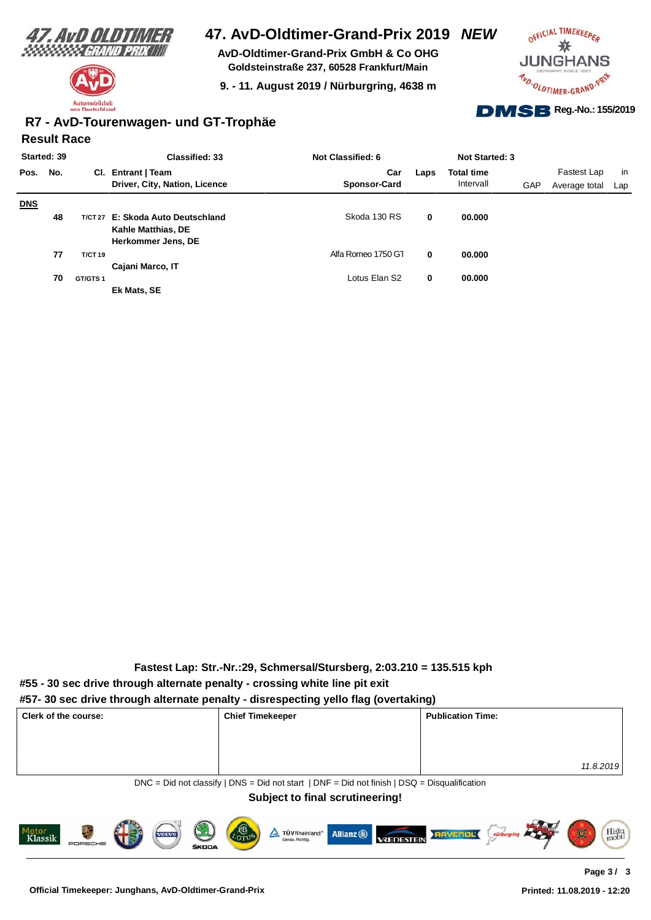# 47. AvD-Oldtimer-Grand-Prix 2019 *NEW*

**AvD-Oldtimer-Grand-Prix GmbH & Co OHG**
**Goldsteinstraße 237, 60528 Frankfurt/Main**

**9. - 11. August 2019 / Nürburgring, 4638 m**

**Reg.-No.: 155/2019**

## R7 - AvD-Tourenwagen- und GT-Trophäe

### Result Race

**Started: 39** | **Classified: 33** | **Not Classified: 6** | **Not Started: 3**

| Pos. | No. | Cl. | Entrant \| Team / Driver, City, Nation, Licence | Car / Sponsor-Card | Laps | Total time / Intervall | GAP | Fastest Lap / Average total | in Lap |
|---|---|---|---|---|---|---|---|---|---|
| **DNS** | | | | | | | | | |
| | 48 | T/CT 27 | **E: Skoda Auto Deutschland**<br>**Kahle Matthias, DE**<br>**Herkommer Jens, DE** | Skoda 130 RS | 0 | 00.000 | | | |
| | 77 | T/CT 19 | **Cajani Marco, IT** | Alfa Romeo 1750 GT | 0 | 00.000 | | | |
| | 70 | GT/GTS 1 | **Ek Mats, SE** | Lotus Elan S2 | 0 | 00.000 | | | |

**Fastest Lap: Str.-Nr.:29, Schmersal/Stursberg, 2:03.210 = 135.515 kph**

**#55 - 30 sec drive through alternate penalty - crossing white line pit exit**

**#57- 30 sec drive through alternate penalty - disrespecting yello flag (overtaking)**

| Clerk of the course: | Chief Timekeeper | Publication Time: |
|---|---|---|
| | | *11.8.2019* |

DNC = Did not classify | DNS = Did not start | DNF = Did not finish | DSQ = Disqualification

**Subject to final scrutineering!**

**Official Timekeeper: Junghans, AvD-Oldtimer-Grand-Prix**

**Printed: 11.08.2019 - 12:20**